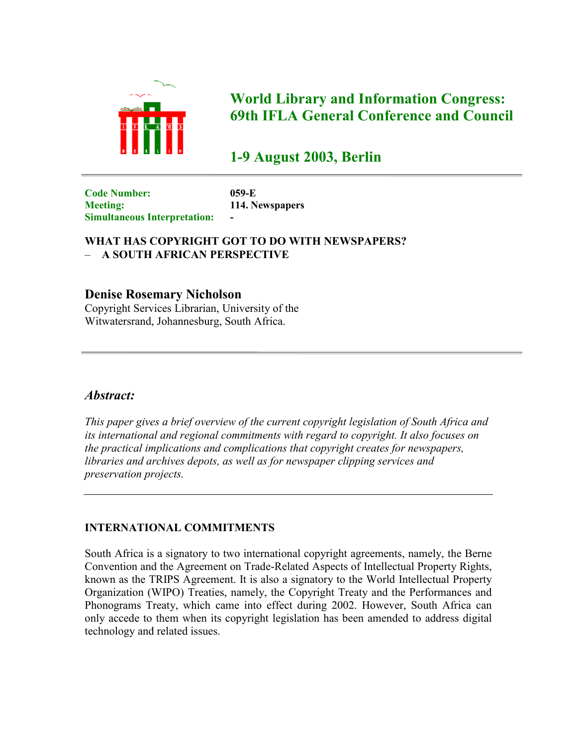# World Library and Information Congress: 69th IFLA General Conference and Council

## 1-9 August 2003, Berlin

---

**Code Number:** 059-E
**Meeting:** 114. Newspapers
**Simultaneous Interpretation:** -

**WHAT HAS COPYRIGHT GOT TO DO WITH NEWSPAPERS?**
**– A SOUTH AFRICAN PERSPECTIVE**

### Denise Rosemary Nicholson

Copyright Services Librarian, University of the Witwatersrand, Johannesburg, South Africa.

---

### *Abstract:*

*This paper gives a brief overview of the current copyright legislation of South Africa and its international and regional commitments with regard to copyright. It also focuses on the practical implications and complications that copyright creates for newspapers, libraries and archives depots, as well as for newspaper clipping services and preservation projects.*

---

#### INTERNATIONAL COMMITMENTS

South Africa is a signatory to two international copyright agreements, namely, the Berne Convention and the Agreement on Trade-Related Aspects of Intellectual Property Rights, known as the TRIPS Agreement. It is also a signatory to the World Intellectual Property Organization (WIPO) Treaties, namely, the Copyright Treaty and the Performances and Phonograms Treaty, which came into effect during 2002. However, South Africa can only accede to them when its copyright legislation has been amended to address digital technology and related issues.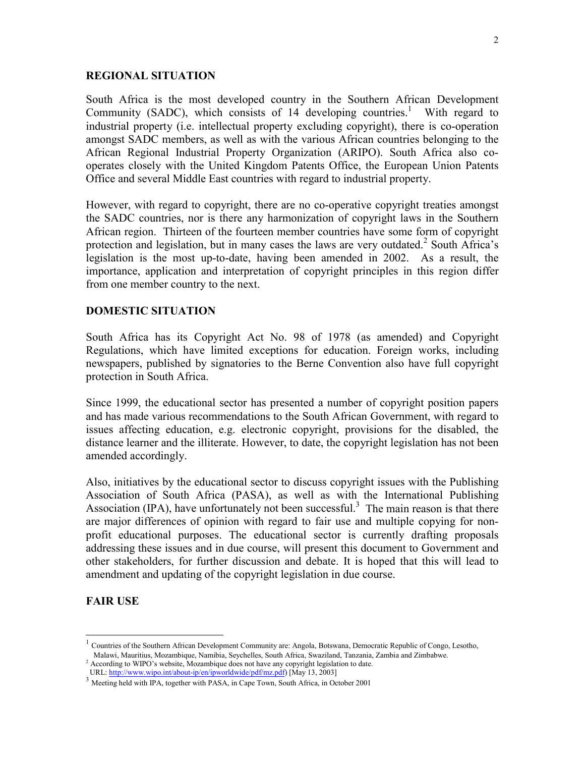## REGIONAL SITUATION

South Africa is the most developed country in the Southern African Development Community (SADC), which consists of 14 developing countries.[1] With regard to industrial property (i.e. intellectual property excluding copyright), there is co-operation amongst SADC members, as well as with the various African countries belonging to the African Regional Industrial Property Organization (ARIPO). South Africa also co-operates closely with the United Kingdom Patents Office, the European Union Patents Office and several Middle East countries with regard to industrial property.

However, with regard to copyright, there are no co-operative copyright treaties amongst the SADC countries, nor is there any harmonization of copyright laws in the Southern African region. Thirteen of the fourteen member countries have some form of copyright protection and legislation, but in many cases the laws are very outdated.[2] South Africa's legislation is the most up-to-date, having been amended in 2002. As a result, the importance, application and interpretation of copyright principles in this region differ from one member country to the next.

## DOMESTIC SITUATION

South Africa has its Copyright Act No. 98 of 1978 (as amended) and Copyright Regulations, which have limited exceptions for education. Foreign works, including newspapers, published by signatories to the Berne Convention also have full copyright protection in South Africa.

Since 1999, the educational sector has presented a number of copyright position papers and has made various recommendations to the South African Government, with regard to issues affecting education, e.g. electronic copyright, provisions for the disabled, the distance learner and the illiterate. However, to date, the copyright legislation has not been amended accordingly.

Also, initiatives by the educational sector to discuss copyright issues with the Publishing Association of South Africa (PASA), as well as with the International Publishing Association (IPA), have unfortunately not been successful.[3] The main reason is that there are major differences of opinion with regard to fair use and multiple copying for non-profit educational purposes. The educational sector is currently drafting proposals addressing these issues and in due course, will present this document to Government and other stakeholders, for further discussion and debate. It is hoped that this will lead to amendment and updating of the copyright legislation in due course.

## FAIR USE

---

[1] Countries of the Southern African Development Community are: Angola, Botswana, Democratic Republic of Congo, Lesotho, Malawi, Mauritius, Mozambique, Namibia, Seychelles, South Africa, Swaziland, Tanzania, Zambia and Zimbabwe.

[2] According to WIPO's website, Mozambique does not have any copyright legislation to date. URL: http://www.wipo.int/about-ip/en/ipworldwide/pdf/mz.pdf) [May 13, 2003]

[3] Meeting held with IPA, together with PASA, in Cape Town, South Africa, in October 2001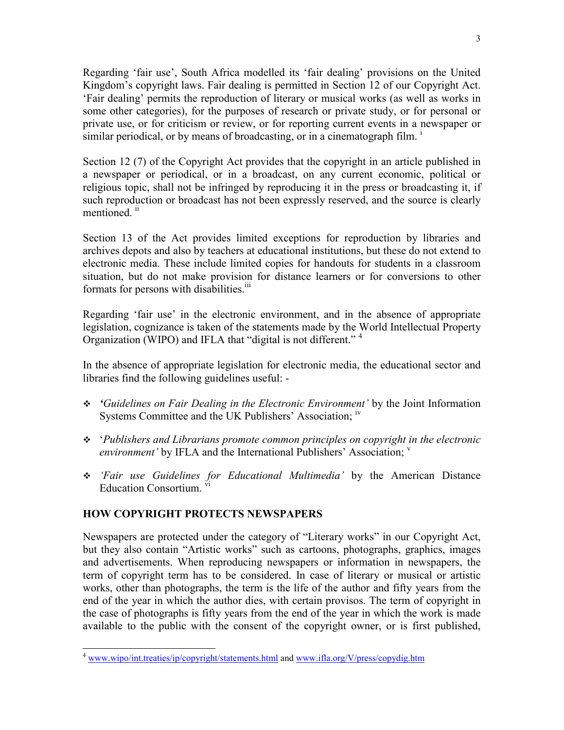Regarding 'fair use', South Africa modelled its 'fair dealing' provisions on the United Kingdom's copyright laws. Fair dealing is permitted in Section 12 of our Copyright Act. 'Fair dealing' permits the reproduction of literary or musical works (as well as works in some other categories), for the purposes of research or private study, or for personal or private use, or for criticism or review, or for reporting current events in a newspaper or similar periodical, or by means of broadcasting, or in a cinematograph film. [i]

Section 12 (7) of the Copyright Act provides that the copyright in an article published in a newspaper or periodical, or in a broadcast, on any current economic, political or religious topic, shall not be infringed by reproducing it in the press or broadcasting it, if such reproduction or broadcast has not been expressly reserved, and the source is clearly mentioned. [ii]

Section 13 of the Act provides limited exceptions for reproduction by libraries and archives depots and also by teachers at educational institutions, but these do not extend to electronic media. These include limited copies for handouts for students in a classroom situation, but do not make provision for distance learners or for conversions to other formats for persons with disabilities.[iii]

Regarding 'fair use' in the electronic environment, and in the absence of appropriate legislation, cognizance is taken of the statements made by the World Intellectual Property Organization (WIPO) and IFLA that "digital is not different." [4]

In the absence of appropriate legislation for electronic media, the educational sector and libraries find the following guidelines useful: -

- *'Guidelines on Fair Dealing in the Electronic Environment'* by the Joint Information Systems Committee and the UK Publishers' Association; [iv]
- '*Publishers and Librarians promote common principles on copyright in the electronic environment'* by IFLA and the International Publishers' Association; [v]
- *'Fair use Guidelines for Educational Multimedia'* by the American Distance Education Consortium. [vi]

## HOW COPYRIGHT PROTECTS NEWSPAPERS

Newspapers are protected under the category of "Literary works" in our Copyright Act, but they also contain "Artistic works" such as cartoons, photographs, graphics, images and advertisements. When reproducing newspapers or information in newspapers, the term of copyright term has to be considered. In case of literary or musical or artistic works, other than photographs, the term is the life of the author and fifty years from the end of the year in which the author dies, with certain provisos. The term of copyright in the case of photographs is fifty years from the end of the year in which the work is made available to the public with the consent of the copyright owner, or is first published,

[4] www.wipo/int.treaties/ip/copyright/statements.html and www.ifla.org/V/press/copydig.htm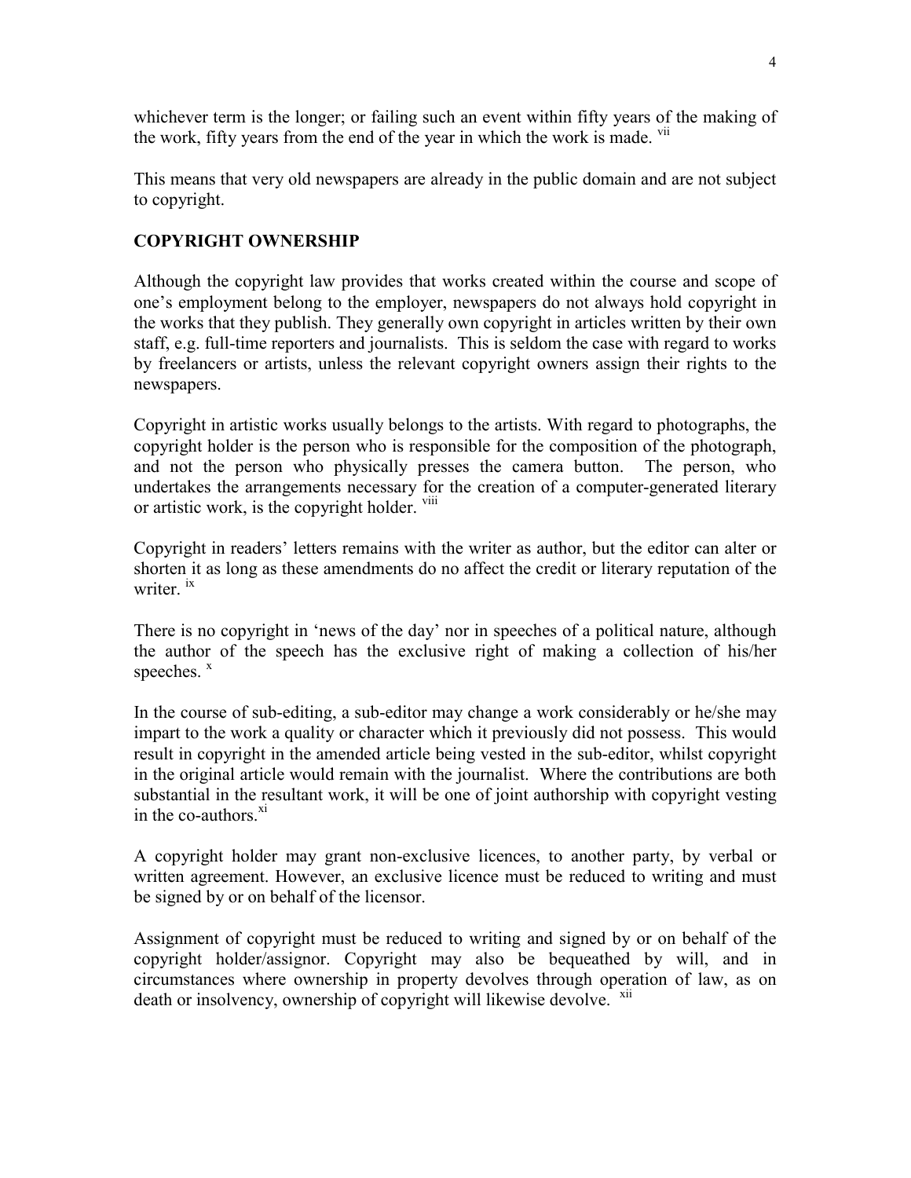whichever term is the longer; or failing such an event within fifty years of the making of the work, fifty years from the end of the year in which the work is made. [vii]

This means that very old newspapers are already in the public domain and are not subject to copyright.

## COPYRIGHT OWNERSHIP

Although the copyright law provides that works created within the course and scope of one's employment belong to the employer, newspapers do not always hold copyright in the works that they publish. They generally own copyright in articles written by their own staff, e.g. full-time reporters and journalists. This is seldom the case with regard to works by freelancers or artists, unless the relevant copyright owners assign their rights to the newspapers.

Copyright in artistic works usually belongs to the artists. With regard to photographs, the copyright holder is the person who is responsible for the composition of the photograph, and not the person who physically presses the camera button. The person, who undertakes the arrangements necessary for the creation of a computer-generated literary or artistic work, is the copyright holder. [viii]

Copyright in readers' letters remains with the writer as author, but the editor can alter or shorten it as long as these amendments do no affect the credit or literary reputation of the writer. [ix]

There is no copyright in 'news of the day' nor in speeches of a political nature, although the author of the speech has the exclusive right of making a collection of his/her speeches. [x]

In the course of sub-editing, a sub-editor may change a work considerably or he/she may impart to the work a quality or character which it previously did not possess. This would result in copyright in the amended article being vested in the sub-editor, whilst copyright in the original article would remain with the journalist. Where the contributions are both substantial in the resultant work, it will be one of joint authorship with copyright vesting in the co-authors.[xi]

A copyright holder may grant non-exclusive licences, to another party, by verbal or written agreement. However, an exclusive licence must be reduced to writing and must be signed by or on behalf of the licensor.

Assignment of copyright must be reduced to writing and signed by or on behalf of the copyright holder/assignor. Copyright may also be bequeathed by will, and in circumstances where ownership in property devolves through operation of law, as on death or insolvency, ownership of copyright will likewise devolve. [xii]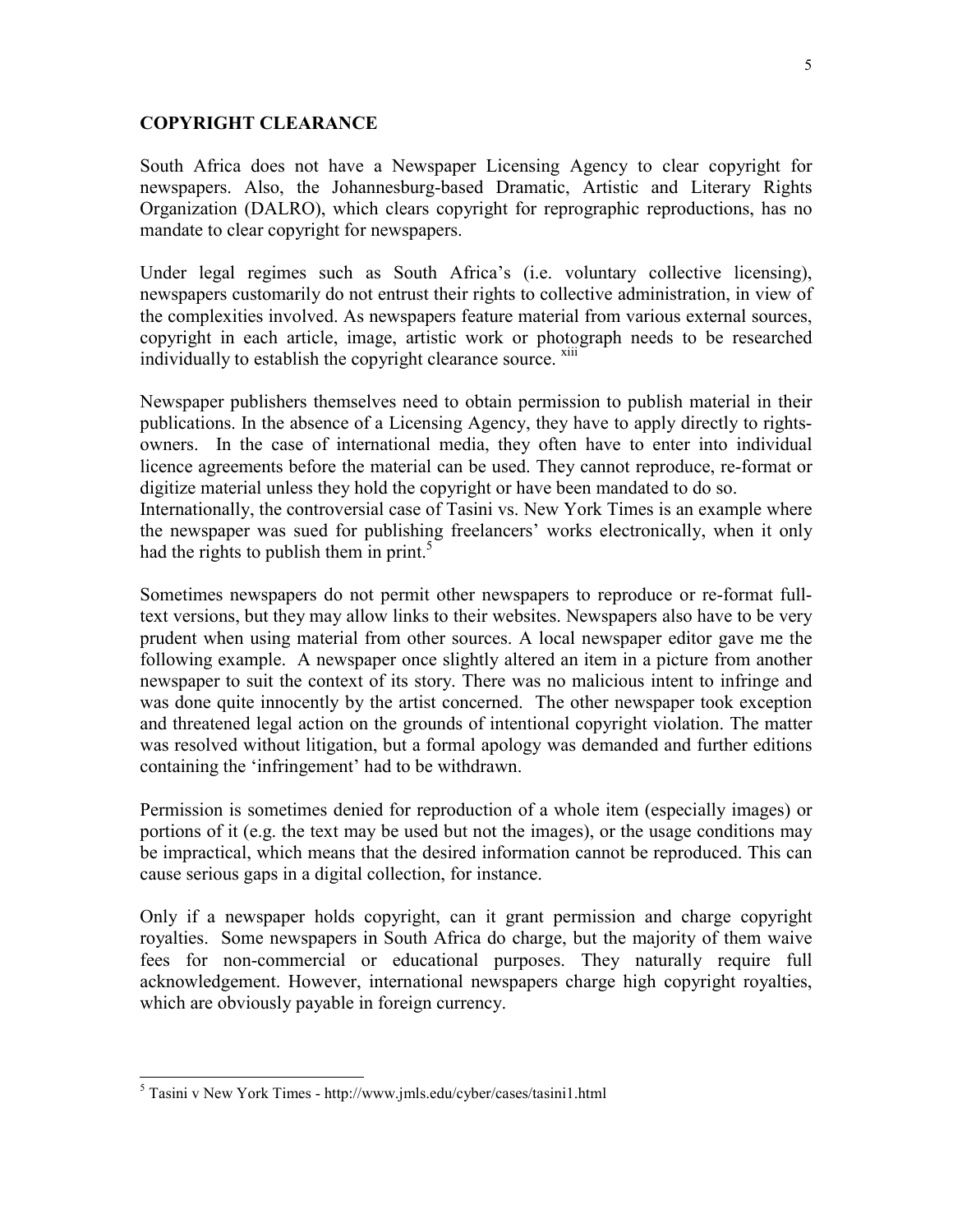## COPYRIGHT CLEARANCE

South Africa does not have a Newspaper Licensing Agency to clear copyright for newspapers. Also, the Johannesburg-based Dramatic, Artistic and Literary Rights Organization (DALRO), which clears copyright for reprographic reproductions, has no mandate to clear copyright for newspapers.

Under legal regimes such as South Africa's (i.e. voluntary collective licensing), newspapers customarily do not entrust their rights to collective administration, in view of the complexities involved. As newspapers feature material from various external sources, copyright in each article, image, artistic work or photograph needs to be researched individually to establish the copyright clearance source. [xiii]

Newspaper publishers themselves need to obtain permission to publish material in their publications. In the absence of a Licensing Agency, they have to apply directly to rights-owners. In the case of international media, they often have to enter into individual licence agreements before the material can be used. They cannot reproduce, re-format or digitize material unless they hold the copyright or have been mandated to do so.
Internationally, the controversial case of Tasini vs. New York Times is an example where the newspaper was sued for publishing freelancers' works electronically, when it only had the rights to publish them in print.[5]

Sometimes newspapers do not permit other newspapers to reproduce or re-format full-text versions, but they may allow links to their websites. Newspapers also have to be very prudent when using material from other sources. A local newspaper editor gave me the following example. A newspaper once slightly altered an item in a picture from another newspaper to suit the context of its story. There was no malicious intent to infringe and was done quite innocently by the artist concerned. The other newspaper took exception and threatened legal action on the grounds of intentional copyright violation. The matter was resolved without litigation, but a formal apology was demanded and further editions containing the 'infringement' had to be withdrawn.

Permission is sometimes denied for reproduction of a whole item (especially images) or portions of it (e.g. the text may be used but not the images), or the usage conditions may be impractical, which means that the desired information cannot be reproduced. This can cause serious gaps in a digital collection, for instance.

Only if a newspaper holds copyright, can it grant permission and charge copyright royalties. Some newspapers in South Africa do charge, but the majority of them waive fees for non-commercial or educational purposes. They naturally require full acknowledgement. However, international newspapers charge high copyright royalties, which are obviously payable in foreign currency.

---

[5] Tasini v New York Times - http://www.jmls.edu/cyber/cases/tasini1.html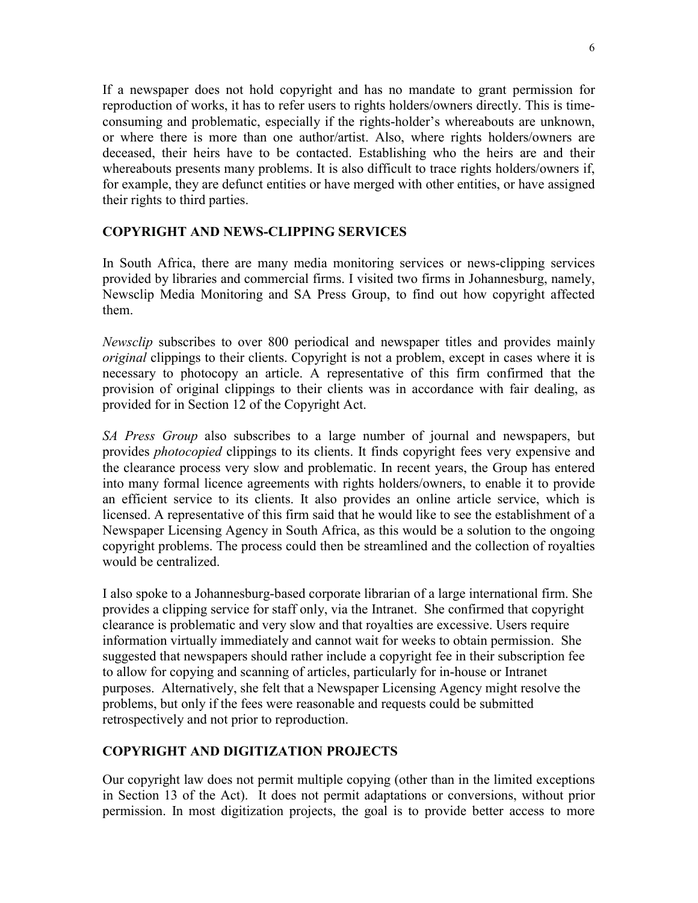If a newspaper does not hold copyright and has no mandate to grant permission for reproduction of works, it has to refer users to rights holders/owners directly. This is time-consuming and problematic, especially if the rights-holder's whereabouts are unknown, or where there is more than one author/artist. Also, where rights holders/owners are deceased, their heirs have to be contacted. Establishing who the heirs are and their whereabouts presents many problems. It is also difficult to trace rights holders/owners if, for example, they are defunct entities or have merged with other entities, or have assigned their rights to third parties.

## COPYRIGHT AND NEWS-CLIPPING SERVICES

In South Africa, there are many media monitoring services or news-clipping services provided by libraries and commercial firms. I visited two firms in Johannesburg, namely, Newsclip Media Monitoring and SA Press Group, to find out how copyright affected them.

*Newsclip* subscribes to over 800 periodical and newspaper titles and provides mainly *original* clippings to their clients. Copyright is not a problem, except in cases where it is necessary to photocopy an article. A representative of this firm confirmed that the provision of original clippings to their clients was in accordance with fair dealing, as provided for in Section 12 of the Copyright Act.

*SA Press Group* also subscribes to a large number of journal and newspapers, but provides *photocopied* clippings to its clients. It finds copyright fees very expensive and the clearance process very slow and problematic. In recent years, the Group has entered into many formal licence agreements with rights holders/owners, to enable it to provide an efficient service to its clients. It also provides an online article service, which is licensed. A representative of this firm said that he would like to see the establishment of a Newspaper Licensing Agency in South Africa, as this would be a solution to the ongoing copyright problems. The process could then be streamlined and the collection of royalties would be centralized.

I also spoke to a Johannesburg-based corporate librarian of a large international firm. She provides a clipping service for staff only, via the Intranet. She confirmed that copyright clearance is problematic and very slow and that royalties are excessive. Users require information virtually immediately and cannot wait for weeks to obtain permission. She suggested that newspapers should rather include a copyright fee in their subscription fee to allow for copying and scanning of articles, particularly for in-house or Intranet purposes. Alternatively, she felt that a Newspaper Licensing Agency might resolve the problems, but only if the fees were reasonable and requests could be submitted retrospectively and not prior to reproduction.

## COPYRIGHT AND DIGITIZATION PROJECTS

Our copyright law does not permit multiple copying (other than in the limited exceptions in Section 13 of the Act). It does not permit adaptations or conversions, without prior permission. In most digitization projects, the goal is to provide better access to more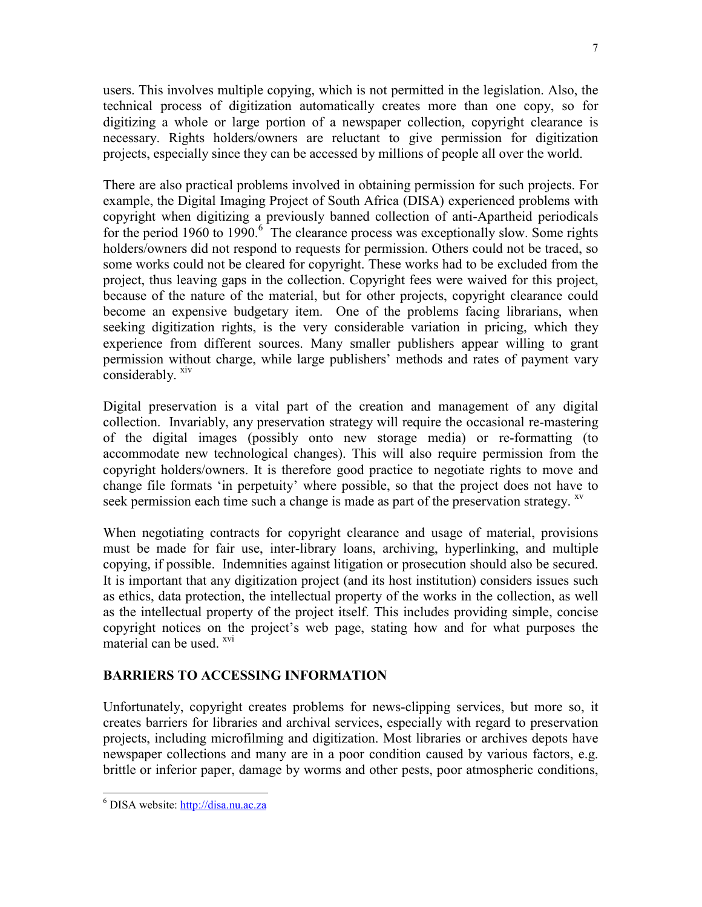users. This involves multiple copying, which is not permitted in the legislation. Also, the technical process of digitization automatically creates more than one copy, so for digitizing a whole or large portion of a newspaper collection, copyright clearance is necessary. Rights holders/owners are reluctant to give permission for digitization projects, especially since they can be accessed by millions of people all over the world.

There are also practical problems involved in obtaining permission for such projects. For example, the Digital Imaging Project of South Africa (DISA) experienced problems with copyright when digitizing a previously banned collection of anti-Apartheid periodicals for the period 1960 to 1990.[6] The clearance process was exceptionally slow. Some rights holders/owners did not respond to requests for permission. Others could not be traced, so some works could not be cleared for copyright. These works had to be excluded from the project, thus leaving gaps in the collection. Copyright fees were waived for this project, because of the nature of the material, but for other projects, copyright clearance could become an expensive budgetary item. One of the problems facing librarians, when seeking digitization rights, is the very considerable variation in pricing, which they experience from different sources. Many smaller publishers appear willing to grant permission without charge, while large publishers' methods and rates of payment vary considerably. [xiv]

Digital preservation is a vital part of the creation and management of any digital collection. Invariably, any preservation strategy will require the occasional re-mastering of the digital images (possibly onto new storage media) or re-formatting (to accommodate new technological changes). This will also require permission from the copyright holders/owners. It is therefore good practice to negotiate rights to move and change file formats 'in perpetuity' where possible, so that the project does not have to seek permission each time such a change is made as part of the preservation strategy. [xv]

When negotiating contracts for copyright clearance and usage of material, provisions must be made for fair use, inter-library loans, archiving, hyperlinking, and multiple copying, if possible. Indemnities against litigation or prosecution should also be secured. It is important that any digitization project (and its host institution) considers issues such as ethics, data protection, the intellectual property of the works in the collection, as well as the intellectual property of the project itself. This includes providing simple, concise copyright notices on the project's web page, stating how and for what purposes the material can be used. [xvi]

## BARRIERS TO ACCESSING INFORMATION

Unfortunately, copyright creates problems for news-clipping services, but more so, it creates barriers for libraries and archival services, especially with regard to preservation projects, including microfilming and digitization. Most libraries or archives depots have newspaper collections and many are in a poor condition caused by various factors, e.g. brittle or inferior paper, damage by worms and other pests, poor atmospheric conditions,

---

[6] DISA website: http://disa.nu.ac.za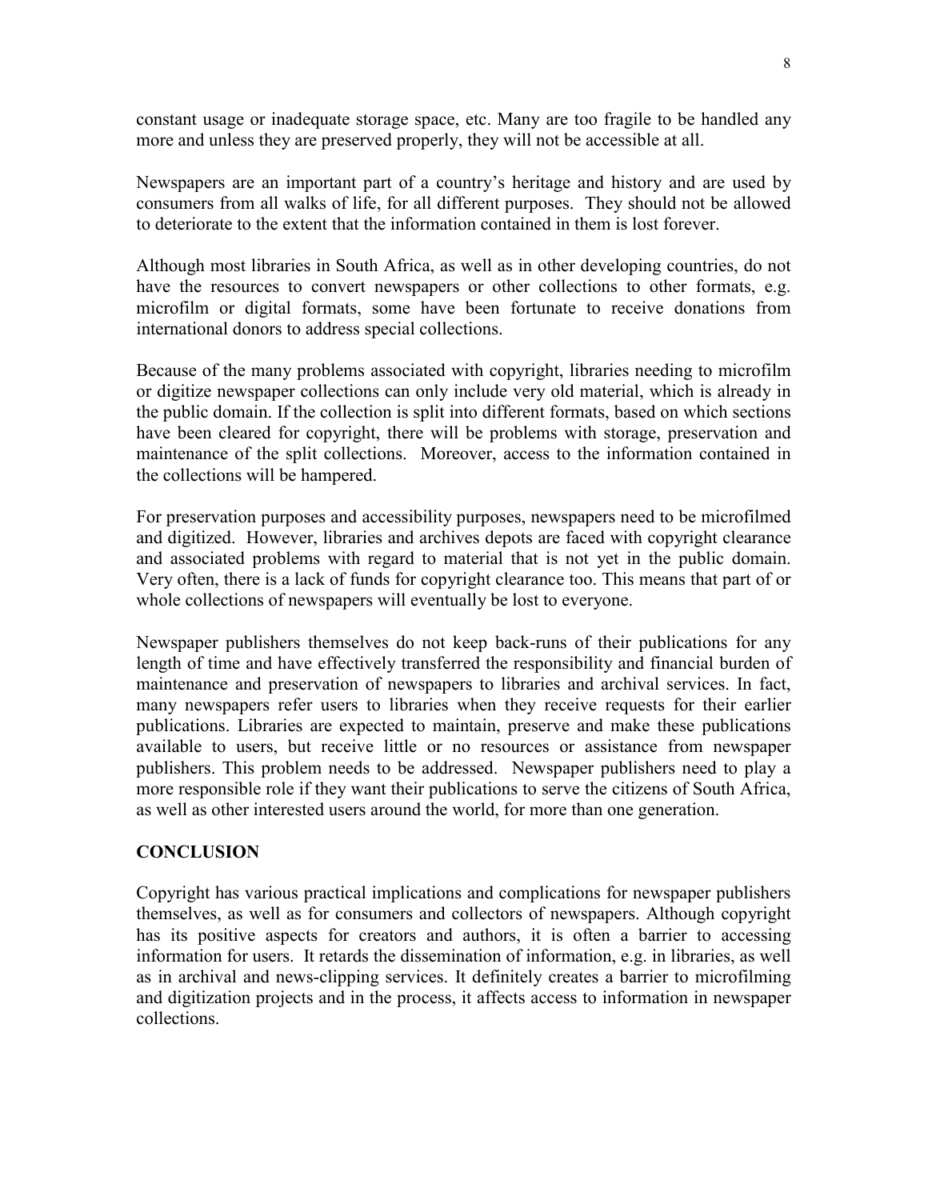constant usage or inadequate storage space, etc. Many are too fragile to be handled any more and unless they are preserved properly, they will not be accessible at all.

Newspapers are an important part of a country's heritage and history and are used by consumers from all walks of life, for all different purposes. They should not be allowed to deteriorate to the extent that the information contained in them is lost forever.

Although most libraries in South Africa, as well as in other developing countries, do not have the resources to convert newspapers or other collections to other formats, e.g. microfilm or digital formats, some have been fortunate to receive donations from international donors to address special collections.

Because of the many problems associated with copyright, libraries needing to microfilm or digitize newspaper collections can only include very old material, which is already in the public domain. If the collection is split into different formats, based on which sections have been cleared for copyright, there will be problems with storage, preservation and maintenance of the split collections. Moreover, access to the information contained in the collections will be hampered.

For preservation purposes and accessibility purposes, newspapers need to be microfilmed and digitized. However, libraries and archives depots are faced with copyright clearance and associated problems with regard to material that is not yet in the public domain. Very often, there is a lack of funds for copyright clearance too. This means that part of or whole collections of newspapers will eventually be lost to everyone.

Newspaper publishers themselves do not keep back-runs of their publications for any length of time and have effectively transferred the responsibility and financial burden of maintenance and preservation of newspapers to libraries and archival services. In fact, many newspapers refer users to libraries when they receive requests for their earlier publications. Libraries are expected to maintain, preserve and make these publications available to users, but receive little or no resources or assistance from newspaper publishers. This problem needs to be addressed. Newspaper publishers need to play a more responsible role if they want their publications to serve the citizens of South Africa, as well as other interested users around the world, for more than one generation.

## CONCLUSION

Copyright has various practical implications and complications for newspaper publishers themselves, as well as for consumers and collectors of newspapers. Although copyright has its positive aspects for creators and authors, it is often a barrier to accessing information for users. It retards the dissemination of information, e.g. in libraries, as well as in archival and news-clipping services. It definitely creates a barrier to microfilming and digitization projects and in the process, it affects access to information in newspaper collections.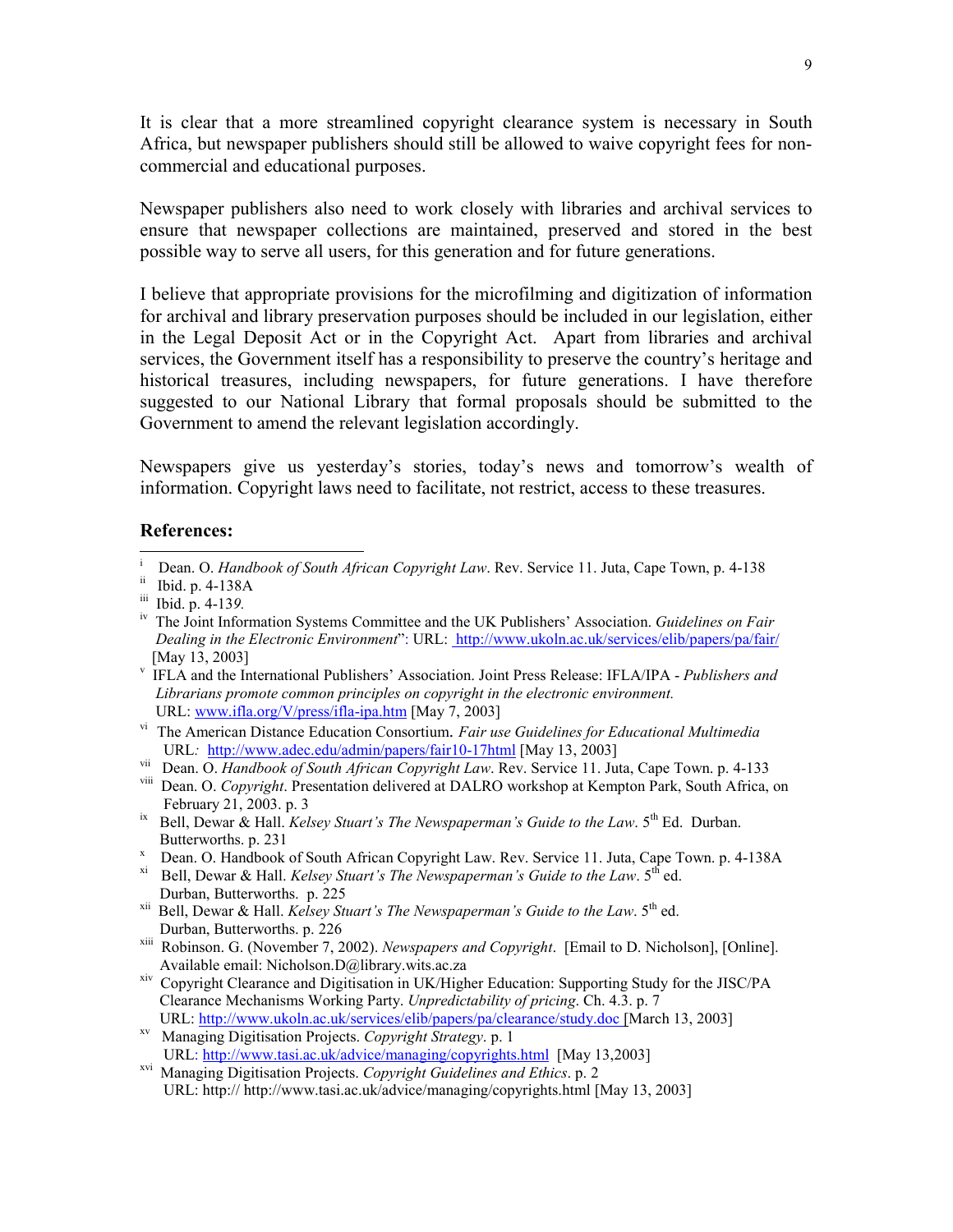It is clear that a more streamlined copyright clearance system is necessary in South Africa, but newspaper publishers should still be allowed to waive copyright fees for non-commercial and educational purposes.

Newspaper publishers also need to work closely with libraries and archival services to ensure that newspaper collections are maintained, preserved and stored in the best possible way to serve all users, for this generation and for future generations.

I believe that appropriate provisions for the microfilming and digitization of information for archival and library preservation purposes should be included in our legislation, either in the Legal Deposit Act or in the Copyright Act. Apart from libraries and archival services, the Government itself has a responsibility to preserve the country's heritage and historical treasures, including newspapers, for future generations. I have therefore suggested to our National Library that formal proposals should be submitted to the Government to amend the relevant legislation accordingly.

Newspapers give us yesterday's stories, today's news and tomorrow's wealth of information. Copyright laws need to facilitate, not restrict, access to these treasures.

**References:**

[i] Dean. O. *Handbook of South African Copyright Law*. Rev. Service 11. Juta, Cape Town, p. 4-138

[ii] Ibid. p. 4-138A

[iii] Ibid. p. 4-139*.*

[iv] The Joint Information Systems Committee and the UK Publishers' Association. *Guidelines on Fair Dealing in the Electronic Environment*": URL: http://www.ukoln.ac.uk/services/elib/papers/pa/fair/ [May 13, 2003]

[v] IFLA and the International Publishers' Association. Joint Press Release: IFLA/IPA - *Publishers and Librarians promote common principles on copyright in the electronic environment.* URL: www.ifla.org/V/press/ifla-ipa.htm [May 7, 2003]

[vi] The American Distance Education Consortium**.** *Fair use Guidelines for Educational Multimedia* URL*:* http://www.adec.edu/admin/papers/fair10-17html [May 13, 2003]

[vii] Dean. O. *Handbook of South African Copyright Law*. Rev. Service 11. Juta, Cape Town. p. 4-133

[viii] Dean. O. *Copyright*. Presentation delivered at DALRO workshop at Kempton Park, South Africa, on February 21, 2003. p. 3

[ix] Bell, Dewar & Hall. *Kelsey Stuart's The Newspaperman's Guide to the Law*. 5th Ed. Durban. Butterworths. p. 231

[x] Dean. O. Handbook of South African Copyright Law. Rev. Service 11. Juta, Cape Town. p. 4-138A

[xi] Bell, Dewar & Hall. *Kelsey Stuart's The Newspaperman's Guide to the Law*. 5th ed. Durban, Butterworths. p. 225

[xii] Bell, Dewar & Hall. *Kelsey Stuart's The Newspaperman's Guide to the Law*. 5th ed. Durban, Butterworths. p. 226

[xiii] Robinson. G. (November 7, 2002). *Newspapers and Copyright*. [Email to D. Nicholson], [Online]. Available email: Nicholson.D@library.wits.ac.za

[xiv] Copyright Clearance and Digitisation in UK/Higher Education: Supporting Study for the JISC/PA Clearance Mechanisms Working Party. *Unpredictability of pricing*. Ch. 4.3. p. 7 URL: http://www.ukoln.ac.uk/services/elib/papers/pa/clearance/study.doc [March 13, 2003]

[xv] Managing Digitisation Projects. *Copyright Strategy*. p. 1 URL: http://www.tasi.ac.uk/advice/managing/copyrights.html [May 13,2003]

[xvi] Managing Digitisation Projects. *Copyright Guidelines and Ethics*. p. 2 URL: http:// http://www.tasi.ac.uk/advice/managing/copyrights.html [May 13, 2003]